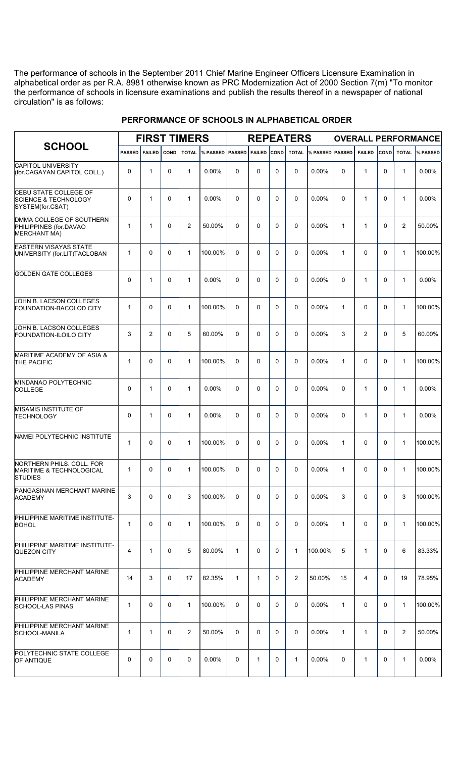The performance of schools in the September 2011 Chief Marine Engineer Officers Licensure Examination in alphabetical order as per R.A. 8981 otherwise known as PRC Modernization Act of 2000 Section 7(m) "To monitor the performance of schools in licensure examinations and publish the results thereof in a newspaper of national circulation" is as follows:

## PERFORMANCE OF SCHOOLS IN ALPHABETICAL ORDER

| SCHOOL | FIRST TIMERS | | | | | REPEATERS | | | | | OVERALL PERFORMANCE | | | | |
|---|---|---|---|---|---|---|---|---|---|---|---|---|---|---|---|
| | PASSED | FAILED | COND | TOTAL | % PASSED | PASSED | FAILED | COND | TOTAL | % PASSED | PASSED | FAILED | COND | TOTAL | % PASSED |
| CAPITOL UNIVERSITY (for.CAGAYAN CAPITOL COLL.) | 0 | 1 | 0 | 1 | 0.00% | 0 | 0 | 0 | 0 | 0.00% | 0 | 1 | 0 | 1 | 0.00% |
| CEBU STATE COLLEGE OF SCIENCE & TECHNOLOGY SYSTEM(for.CSAT) | 0 | 1 | 0 | 1 | 0.00% | 0 | 0 | 0 | 0 | 0.00% | 0 | 1 | 0 | 1 | 0.00% |
| DMMA COLLEGE OF SOUTHERN PHILIPPINES (for.DAVAO MERCHANT MA) | 1 | 1 | 0 | 2 | 50.00% | 0 | 0 | 0 | 0 | 0.00% | 1 | 1 | 0 | 2 | 50.00% |
| EASTERN VISAYAS STATE UNIVERSITY (for.LIT)TACLOBAN | 1 | 0 | 0 | 1 | 100.00% | 0 | 0 | 0 | 0 | 0.00% | 1 | 0 | 0 | 1 | 100.00% |
| GOLDEN GATE COLLEGES | 0 | 1 | 0 | 1 | 0.00% | 0 | 0 | 0 | 0 | 0.00% | 0 | 1 | 0 | 1 | 0.00% |
| JOHN B. LACSON COLLEGES FOUNDATION-BACOLOD CITY | 1 | 0 | 0 | 1 | 100.00% | 0 | 0 | 0 | 0 | 0.00% | 1 | 0 | 0 | 1 | 100.00% |
| JOHN B. LACSON COLLEGES FOUNDATION-ILOILO CITY | 3 | 2 | 0 | 5 | 60.00% | 0 | 0 | 0 | 0 | 0.00% | 3 | 2 | 0 | 5 | 60.00% |
| MARITIME ACADEMY OF ASIA & THE PACIFIC | 1 | 0 | 0 | 1 | 100.00% | 0 | 0 | 0 | 0 | 0.00% | 1 | 0 | 0 | 1 | 100.00% |
| MINDANAO POLYTECHNIC COLLEGE | 0 | 1 | 0 | 1 | 0.00% | 0 | 0 | 0 | 0 | 0.00% | 0 | 1 | 0 | 1 | 0.00% |
| MISAMIS INSTITUTE OF TECHNOLOGY | 0 | 1 | 0 | 1 | 0.00% | 0 | 0 | 0 | 0 | 0.00% | 0 | 1 | 0 | 1 | 0.00% |
| NAMEI POLYTECHNIC INSTITUTE | 1 | 0 | 0 | 1 | 100.00% | 0 | 0 | 0 | 0 | 0.00% | 1 | 0 | 0 | 1 | 100.00% |
| NORTHERN PHILS. COLL. FOR MARITIME & TECHNOLOGICAL STUDIES | 1 | 0 | 0 | 1 | 100.00% | 0 | 0 | 0 | 0 | 0.00% | 1 | 0 | 0 | 1 | 100.00% |
| PANGASINAN MERCHANT MARINE ACADEMY | 3 | 0 | 0 | 3 | 100.00% | 0 | 0 | 0 | 0 | 0.00% | 3 | 0 | 0 | 3 | 100.00% |
| PHILIPPINE MARITIME INSTITUTE-BOHOL | 1 | 0 | 0 | 1 | 100.00% | 0 | 0 | 0 | 0 | 0.00% | 1 | 0 | 0 | 1 | 100.00% |
| PHILIPPINE MARITIME INSTITUTE-QUEZON CITY | 4 | 1 | 0 | 5 | 80.00% | 1 | 0 | 0 | 1 | 100.00% | 5 | 1 | 0 | 6 | 83.33% |
| PHILIPPINE MERCHANT MARINE ACADEMY | 14 | 3 | 0 | 17 | 82.35% | 1 | 1 | 0 | 2 | 50.00% | 15 | 4 | 0 | 19 | 78.95% |
| PHILIPPINE MERCHANT MARINE SCHOOL-LAS PINAS | 1 | 0 | 0 | 1 | 100.00% | 0 | 0 | 0 | 0 | 0.00% | 1 | 0 | 0 | 1 | 100.00% |
| PHILIPPINE MERCHANT MARINE SCHOOL-MANILA | 1 | 1 | 0 | 2 | 50.00% | 0 | 0 | 0 | 0 | 0.00% | 1 | 1 | 0 | 2 | 50.00% |
| POLYTECHNIC STATE COLLEGE OF ANTIQUE | 0 | 0 | 0 | 0 | 0.00% | 0 | 1 | 0 | 1 | 0.00% | 0 | 1 | 0 | 1 | 0.00% |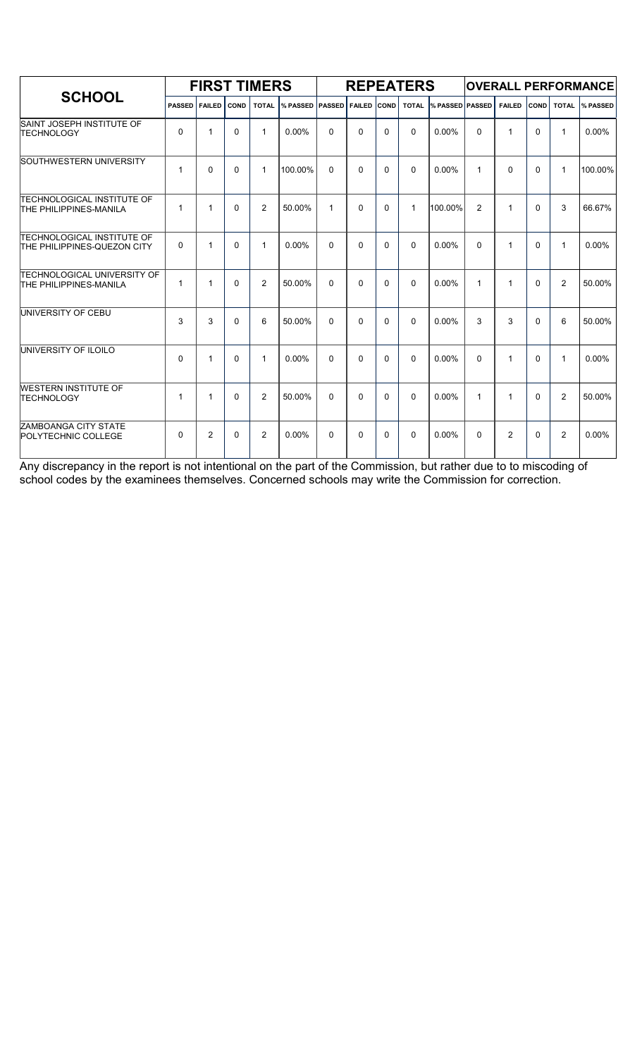| SCHOOL | FIRST TIMERS | | | | | REPEATERS | | | | | OVERALL PERFORMANCE | | | | |
|---|---|---|---|---|---|---|---|---|---|---|---|---|---|---|---|
| | PASSED | FAILED | COND | TOTAL | % PASSED | PASSED | FAILED | COND | TOTAL | % PASSED | PASSED | FAILED | COND | TOTAL | % PASSED |
| SAINT JOSEPH INSTITUTE OF TECHNOLOGY | 0 | 1 | 0 | 1 | 0.00% | 0 | 0 | 0 | 0 | 0.00% | 0 | 1 | 0 | 1 | 0.00% |
| SOUTHWESTERN UNIVERSITY | 1 | 0 | 0 | 1 | 100.00% | 0 | 0 | 0 | 0 | 0.00% | 1 | 0 | 0 | 1 | 100.00% |
| TECHNOLOGICAL INSTITUTE OF THE PHILIPPINES-MANILA | 1 | 1 | 0 | 2 | 50.00% | 1 | 0 | 0 | 1 | 100.00% | 2 | 1 | 0 | 3 | 66.67% |
| TECHNOLOGICAL INSTITUTE OF THE PHILIPPINES-QUEZON CITY | 0 | 1 | 0 | 1 | 0.00% | 0 | 0 | 0 | 0 | 0.00% | 0 | 1 | 0 | 1 | 0.00% |
| TECHNOLOGICAL UNIVERSITY OF THE PHILIPPINES-MANILA | 1 | 1 | 0 | 2 | 50.00% | 0 | 0 | 0 | 0 | 0.00% | 1 | 1 | 0 | 2 | 50.00% |
| UNIVERSITY OF CEBU | 3 | 3 | 0 | 6 | 50.00% | 0 | 0 | 0 | 0 | 0.00% | 3 | 3 | 0 | 6 | 50.00% |
| UNIVERSITY OF ILOILO | 0 | 1 | 0 | 1 | 0.00% | 0 | 0 | 0 | 0 | 0.00% | 0 | 1 | 0 | 1 | 0.00% |
| WESTERN INSTITUTE OF TECHNOLOGY | 1 | 1 | 0 | 2 | 50.00% | 0 | 0 | 0 | 0 | 0.00% | 1 | 1 | 0 | 2 | 50.00% |
| ZAMBOANGA CITY STATE POLYTECHNIC COLLEGE | 0 | 2 | 0 | 2 | 0.00% | 0 | 0 | 0 | 0 | 0.00% | 0 | 2 | 0 | 2 | 0.00% |

Any discrepancy in the report is not intentional on the part of the Commission, but rather due to to miscoding of school codes by the examinees themselves. Concerned schools may write the Commission for correction.